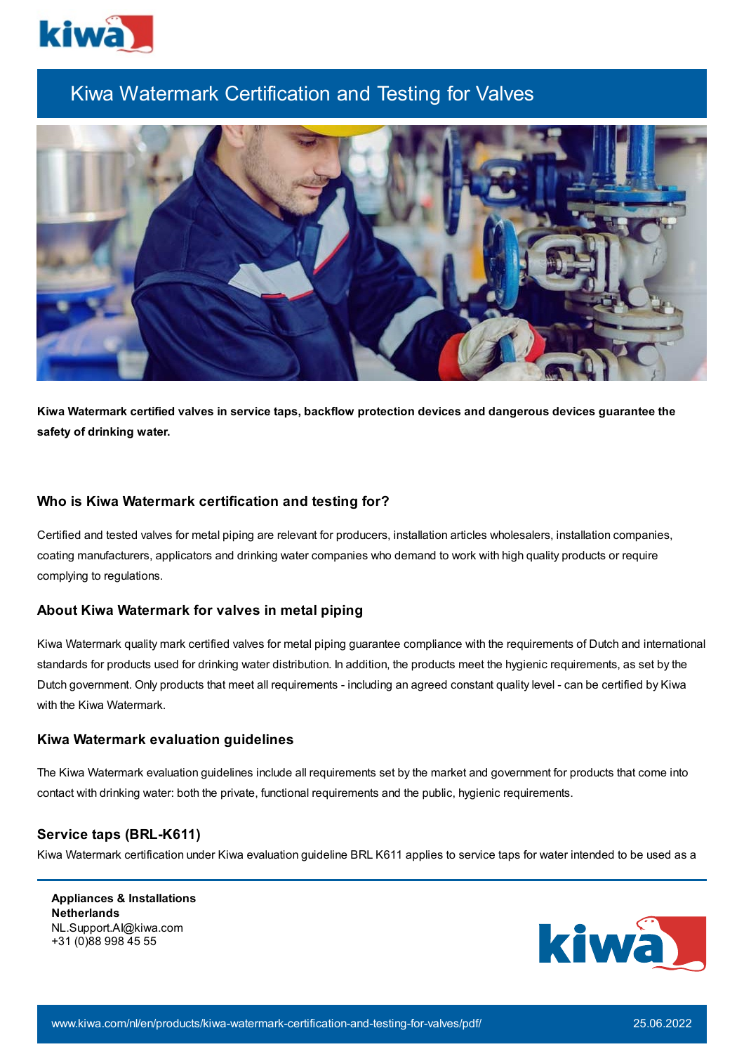# Kiwa Watermark Certification and Testing for Valves

**Kiwa Watermark certified valves in service taps, backflow protection devices and dangerous devices guarantee the safety of drinking water.**

## Who is Kiwa Watermark certification and testing for?

Certified and tested valves for metal piping are relevant for producers, installation articles wholesalers, installation companies, coating manufacturers, applicators and drinking water companies who demand to work with high quality products or require complying to regulations.

## About Kiwa Watermark for valves in metal piping

Kiwa Watermark quality mark certified valves for metal piping guarantee compliance with the requirements of Dutch and international standards for products used for drinking water distribution. In addition, the products meet the hygienic requirements, as set by the Dutch government. Only products that meet all requirements - including an agreed constant quality level - can be certified by Kiwa with the Kiwa Watermark.

## Kiwa Watermark evaluation guidelines

The Kiwa Watermark evaluation guidelines include all requirements set by the market and government for products that come into contact with drinking water: both the private, functional requirements and the public, hygienic requirements.

## Service taps (BRL-K611)

Kiwa Watermark certification under Kiwa evaluation guideline BRL K611 applies to service taps for water intended to be used as a

**Appliances & Installations**
**Netherlands**
NL.Support.AI@kiwa.com
+31 (0)88 998 45 55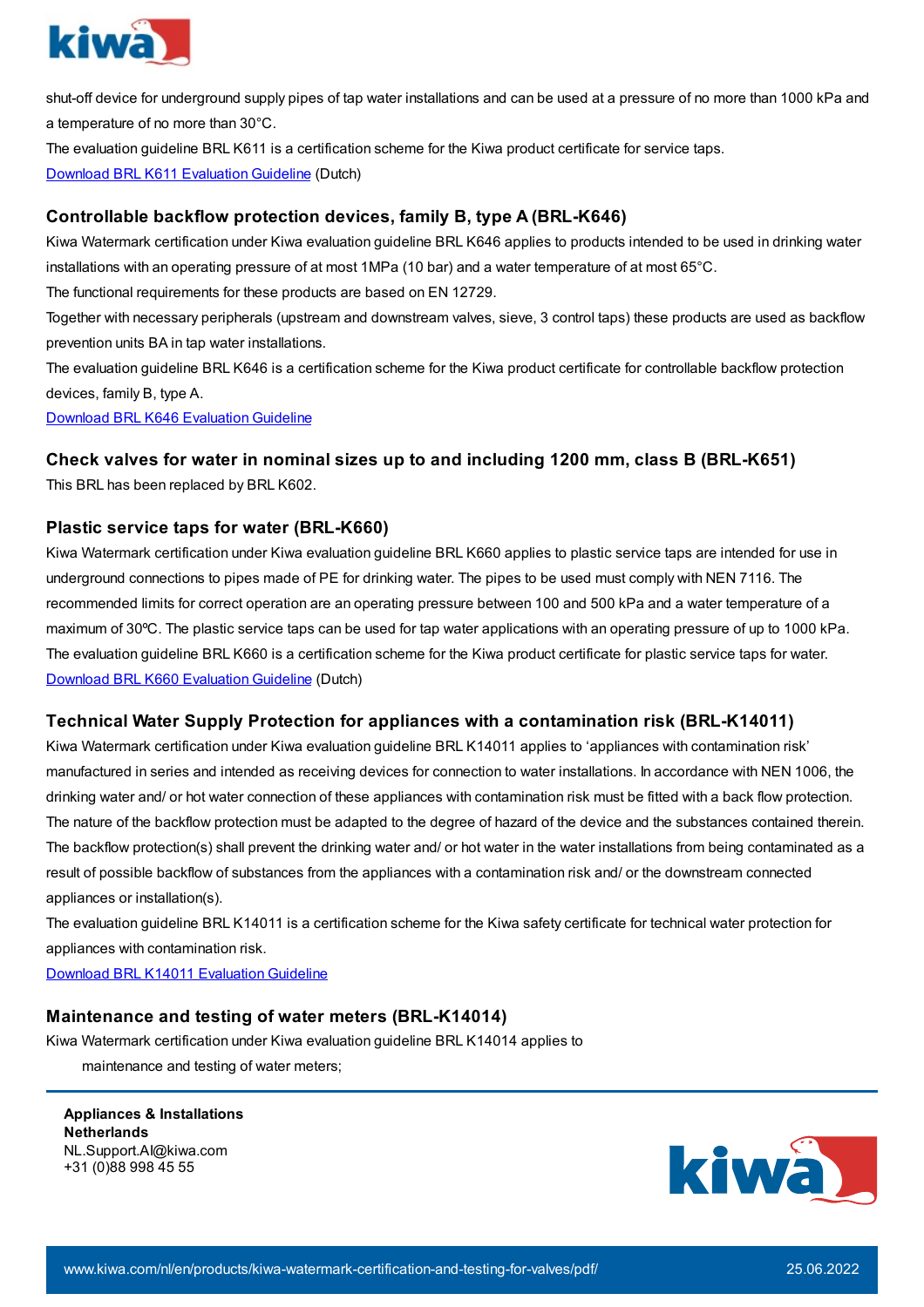shut-off device for underground supply pipes of tap water installations and can be used at a pressure of no more than 1000 kPa and a temperature of no more than 30°C.

The evaluation guideline BRL K611 is a certification scheme for the Kiwa product certificate for service taps.

Download BRL K611 Evaluation Guideline (Dutch)

### Controllable backflow protection devices, family B, type A (BRL-K646)

Kiwa Watermark certification under Kiwa evaluation guideline BRL K646 applies to products intended to be used in drinking water installations with an operating pressure of at most 1MPa (10 bar) and a water temperature of at most 65°C.

The functional requirements for these products are based on EN 12729.

Together with necessary peripherals (upstream and downstream valves, sieve, 3 control taps) these products are used as backflow prevention units BA in tap water installations.

The evaluation guideline BRL K646 is a certification scheme for the Kiwa product certificate for controllable backflow protection devices, family B, type A.

Download BRL K646 Evaluation Guideline

### Check valves for water in nominal sizes up to and including 1200 mm, class B (BRL-K651)

This BRL has been replaced by BRL K602.

### Plastic service taps for water (BRL-K660)

Kiwa Watermark certification under Kiwa evaluation guideline BRL K660 applies to plastic service taps are intended for use in underground connections to pipes made of PE for drinking water. The pipes to be used must comply with NEN 7116. The recommended limits for correct operation are an operating pressure between 100 and 500 kPa and a water temperature of a maximum of 30ºC. The plastic service taps can be used for tap water applications with an operating pressure of up to 1000 kPa.

The evaluation guideline BRL K660 is a certification scheme for the Kiwa product certificate for plastic service taps for water.

Download BRL K660 Evaluation Guideline (Dutch)

### Technical Water Supply Protection for appliances with a contamination risk (BRL-K14011)

Kiwa Watermark certification under Kiwa evaluation guideline BRL K14011 applies to 'appliances with contamination risk' manufactured in series and intended as receiving devices for connection to water installations. In accordance with NEN 1006, the drinking water and/ or hot water connection of these appliances with contamination risk must be fitted with a back flow protection. The nature of the backflow protection must be adapted to the degree of hazard of the device and the substances contained therein. The backflow protection(s) shall prevent the drinking water and/ or hot water in the water installations from being contaminated as a result of possible backflow of substances from the appliances with a contamination risk and/ or the downstream connected appliances or installation(s).

The evaluation guideline BRL K14011 is a certification scheme for the Kiwa safety certificate for technical water protection for appliances with contamination risk.

Download BRL K14011 Evaluation Guideline

### Maintenance and testing of water meters (BRL-K14014)

Kiwa Watermark certification under Kiwa evaluation guideline BRL K14014 applies to

maintenance and testing of water meters;

**Appliances & Installations**
**Netherlands**
NL.Support.AI@kiwa.com
+31 (0)88 998 45 55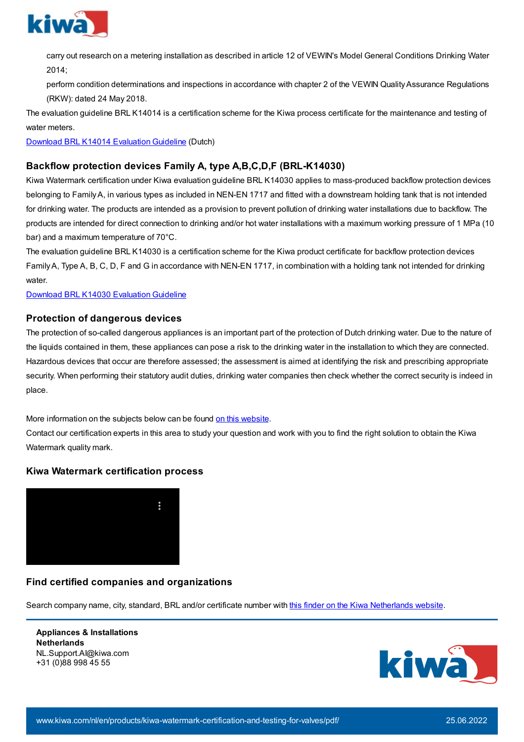carry out research on a metering installation as described in article 12 of VEWIN's Model General Conditions Drinking Water 2014;

perform condition determinations and inspections in accordance with chapter 2 of the VEWIN Quality Assurance Regulations (RKW): dated 24 May 2018.

The evaluation guideline BRL K14014 is a certification scheme for the Kiwa process certificate for the maintenance and testing of water meters.

Download BRL K14014 Evaluation Guideline (Dutch)

### Backflow protection devices Family A, type A,B,C,D,F (BRL-K14030)

Kiwa Watermark certification under Kiwa evaluation guideline BRL K14030 applies to mass-produced backflow protection devices belonging to Family A, in various types as included in NEN-EN 1717 and fitted with a downstream holding tank that is not intended for drinking water. The products are intended as a provision to prevent pollution of drinking water installations due to backflow. The products are intended for direct connection to drinking and/or hot water installations with a maximum working pressure of 1 MPa (10 bar) and a maximum temperature of 70°C.

The evaluation guideline BRL K14030 is a certification scheme for the Kiwa product certificate for backflow protection devices Family A, Type A, B, C, D, F and G in accordance with NEN-EN 1717, in combination with a holding tank not intended for drinking water.

Download BRL K14030 Evaluation Guideline

### Protection of dangerous devices

The protection of so-called dangerous appliances is an important part of the protection of Dutch drinking water. Due to the nature of the liquids contained in them, these appliances can pose a risk to the drinking water in the installation to which they are connected. Hazardous devices that occur are therefore assessed; the assessment is aimed at identifying the risk and prescribing appropriate security. When performing their statutory audit duties, drinking water companies then check whether the correct security is indeed in place.

More information on the subjects below can be found on this website.

Contact our certification experts in this area to study your question and work with you to find the right solution to obtain the Kiwa Watermark quality mark.

### Kiwa Watermark certification process

### Find certified companies and organizations

Search company name, city, standard, BRL and/or certificate number with this finder on the Kiwa Netherlands website.

**Appliances & Installations Netherlands**
NL.Support.AI@kiwa.com
+31 (0)88 998 45 55